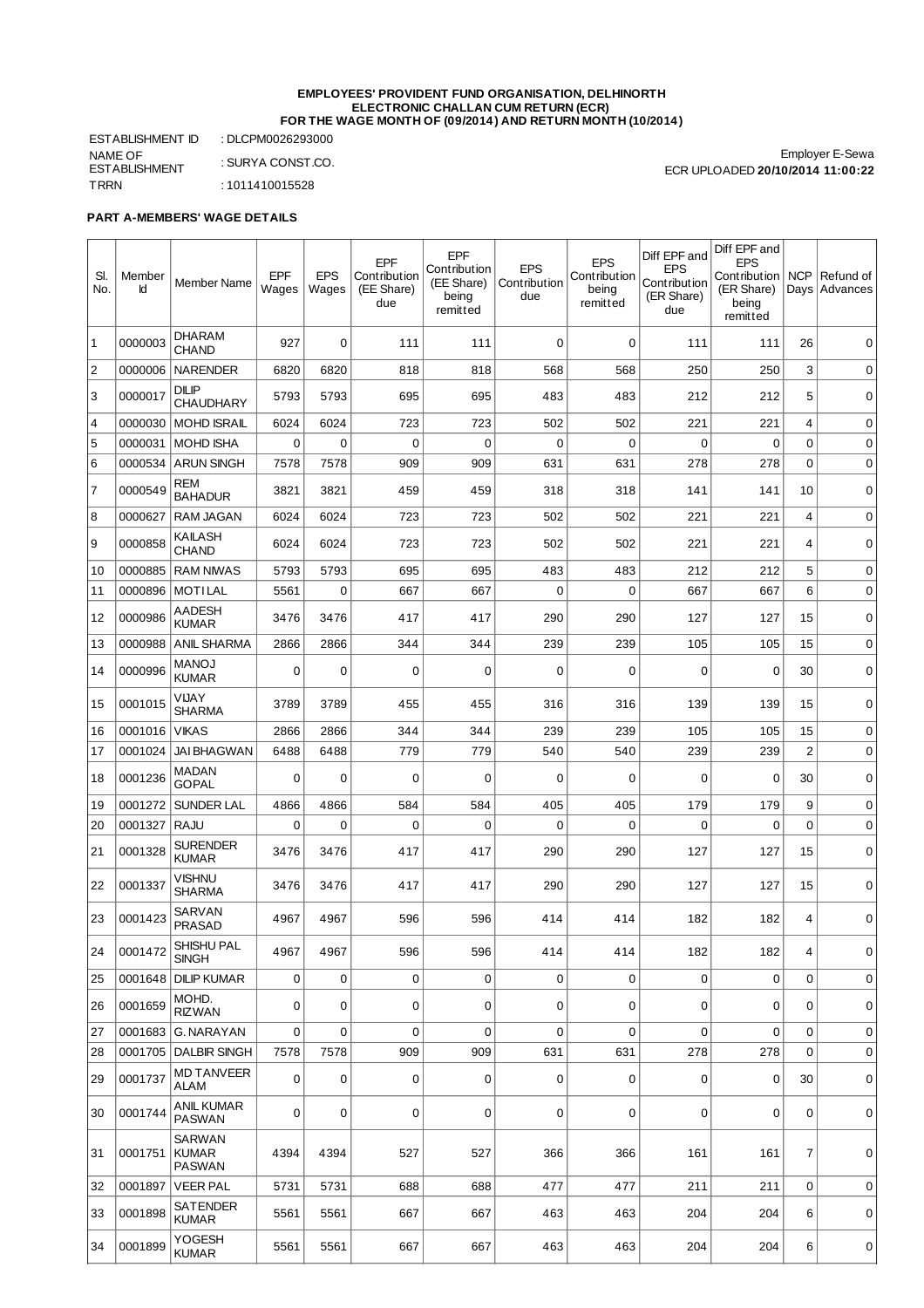**EMPLOYEES' PROVIDENT FUND ORGANISATION, DELHINORTH**
**ELECTRONIC CHALLAN CUM RETURN (ECR)**
**FOR THE WAGE MONTH OF (09/2014) AND RETURN MONTH (10/2014)**

ESTABLISHMENT ID : DLCPM0026293000
NAME OF ESTABLISHMENT : SURYA CONST.CO.
TRRN : 1011410015528

Employer E-Sewa
ECR UPLOADED **20/10/2014 11:00:22**

**PART A-MEMBERS' WAGE DETAILS**

| Sl. No. | Member Id | Member Name | EPF Wages | EPS Wages | EPF Contribution (EE Share) due | EPF Contribution (EE Share) being remitted | EPS Contribution due | EPS Contribution being remitted | Diff EPF and EPS Contribution (ER Share) due | Diff EPF and EPS Contribution (ER Share) being remitted | NCP Days | Refund of Advances |
|---|---|---|---|---|---|---|---|---|---|---|---|---|
| 1 | 0000003 | DHARAM CHAND | 927 | 0 | 111 | 111 | 0 | 0 | 111 | 111 | 26 | 0 |
| 2 | 0000006 | NARENDER | 6820 | 6820 | 818 | 818 | 568 | 568 | 250 | 250 | 3 | 0 |
| 3 | 0000017 | DILIP CHAUDHARY | 5793 | 5793 | 695 | 695 | 483 | 483 | 212 | 212 | 5 | 0 |
| 4 | 0000030 | MOHD ISRAIL | 6024 | 6024 | 723 | 723 | 502 | 502 | 221 | 221 | 4 | 0 |
| 5 | 0000031 | MOHD ISHA | 0 | 0 | 0 | 0 | 0 | 0 | 0 | 0 | 0 | 0 |
| 6 | 0000534 | ARUN SINGH | 7578 | 7578 | 909 | 909 | 631 | 631 | 278 | 278 | 0 | 0 |
| 7 | 0000549 | REM BAHADUR | 3821 | 3821 | 459 | 459 | 318 | 318 | 141 | 141 | 10 | 0 |
| 8 | 0000627 | RAM JAGAN | 6024 | 6024 | 723 | 723 | 502 | 502 | 221 | 221 | 4 | 0 |
| 9 | 0000858 | KAILASH CHAND | 6024 | 6024 | 723 | 723 | 502 | 502 | 221 | 221 | 4 | 0 |
| 10 | 0000885 | RAM NIWAS | 5793 | 5793 | 695 | 695 | 483 | 483 | 212 | 212 | 5 | 0 |
| 11 | 0000896 | MOTI LAL | 5561 | 0 | 667 | 667 | 0 | 0 | 667 | 667 | 6 | 0 |
| 12 | 0000986 | AADESH KUMAR | 3476 | 3476 | 417 | 417 | 290 | 290 | 127 | 127 | 15 | 0 |
| 13 | 0000988 | ANIL SHARMA | 2866 | 2866 | 344 | 344 | 239 | 239 | 105 | 105 | 15 | 0 |
| 14 | 0000996 | MANOJ KUMAR | 0 | 0 | 0 | 0 | 0 | 0 | 0 | 0 | 30 | 0 |
| 15 | 0001015 | VIJAY SHARMA | 3789 | 3789 | 455 | 455 | 316 | 316 | 139 | 139 | 15 | 0 |
| 16 | 0001016 | VIKAS | 2866 | 2866 | 344 | 344 | 239 | 239 | 105 | 105 | 15 | 0 |
| 17 | 0001024 | JAI BHAGWAN | 6488 | 6488 | 779 | 779 | 540 | 540 | 239 | 239 | 2 | 0 |
| 18 | 0001236 | MADAN GOPAL | 0 | 0 | 0 | 0 | 0 | 0 | 0 | 0 | 30 | 0 |
| 19 | 0001272 | SUNDER LAL | 4866 | 4866 | 584 | 584 | 405 | 405 | 179 | 179 | 9 | 0 |
| 20 | 0001327 | RAJU | 0 | 0 | 0 | 0 | 0 | 0 | 0 | 0 | 0 | 0 |
| 21 | 0001328 | SURENDER KUMAR | 3476 | 3476 | 417 | 417 | 290 | 290 | 127 | 127 | 15 | 0 |
| 22 | 0001337 | VISHNU SHARMA | 3476 | 3476 | 417 | 417 | 290 | 290 | 127 | 127 | 15 | 0 |
| 23 | 0001423 | SARVAN PRASAD | 4967 | 4967 | 596 | 596 | 414 | 414 | 182 | 182 | 4 | 0 |
| 24 | 0001472 | SHISHU PAL SINGH | 4967 | 4967 | 596 | 596 | 414 | 414 | 182 | 182 | 4 | 0 |
| 25 | 0001648 | DILIP KUMAR | 0 | 0 | 0 | 0 | 0 | 0 | 0 | 0 | 0 | 0 |
| 26 | 0001659 | MOHD. RIZWAN | 0 | 0 | 0 | 0 | 0 | 0 | 0 | 0 | 0 | 0 |
| 27 | 0001683 | G. NARAYAN | 0 | 0 | 0 | 0 | 0 | 0 | 0 | 0 | 0 | 0 |
| 28 | 0001705 | DALBIR SINGH | 7578 | 7578 | 909 | 909 | 631 | 631 | 278 | 278 | 0 | 0 |
| 29 | 0001737 | MD TANVEER ALAM | 0 | 0 | 0 | 0 | 0 | 0 | 0 | 0 | 30 | 0 |
| 30 | 0001744 | ANIL KUMAR PASWAN | 0 | 0 | 0 | 0 | 0 | 0 | 0 | 0 | 0 | 0 |
| 31 | 0001751 | SARWAN KUMAR PASWAN | 4394 | 4394 | 527 | 527 | 366 | 366 | 161 | 161 | 7 | 0 |
| 32 | 0001897 | VEER PAL | 5731 | 5731 | 688 | 688 | 477 | 477 | 211 | 211 | 0 | 0 |
| 33 | 0001898 | SATENDER KUMAR | 5561 | 5561 | 667 | 667 | 463 | 463 | 204 | 204 | 6 | 0 |
| 34 | 0001899 | YOGESH KUMAR | 5561 | 5561 | 667 | 667 | 463 | 463 | 204 | 204 | 6 | 0 |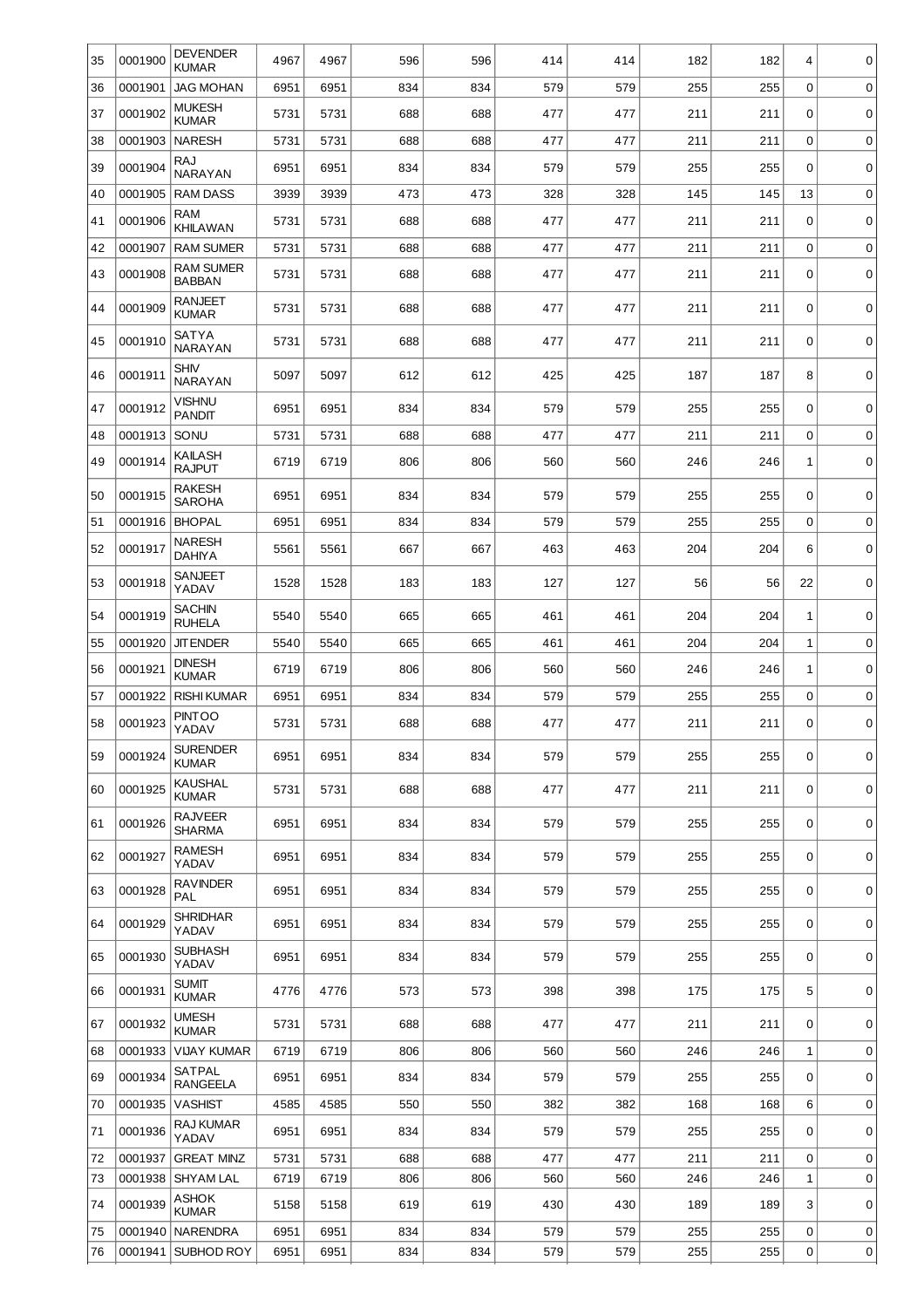| 35 | 0001900 | DEVENDER KUMAR | 4967 | 4967 | 596 | 596 | 414 | 414 | 182 | 182 | 4 | 0 |
|---|---|---|---|---|---|---|---|---|---|---|---|---|
| 36 | 0001901 | JAG MOHAN | 6951 | 6951 | 834 | 834 | 579 | 579 | 255 | 255 | 0 | 0 |
| 37 | 0001902 | MUKESH KUMAR | 5731 | 5731 | 688 | 688 | 477 | 477 | 211 | 211 | 0 | 0 |
| 38 | 0001903 | NARESH | 5731 | 5731 | 688 | 688 | 477 | 477 | 211 | 211 | 0 | 0 |
| 39 | 0001904 | RAJ NARAYAN | 6951 | 6951 | 834 | 834 | 579 | 579 | 255 | 255 | 0 | 0 |
| 40 | 0001905 | RAM DASS | 3939 | 3939 | 473 | 473 | 328 | 328 | 145 | 145 | 13 | 0 |
| 41 | 0001906 | RAM KHILAWAN | 5731 | 5731 | 688 | 688 | 477 | 477 | 211 | 211 | 0 | 0 |
| 42 | 0001907 | RAM SUMER | 5731 | 5731 | 688 | 688 | 477 | 477 | 211 | 211 | 0 | 0 |
| 43 | 0001908 | RAM SUMER BABBAN | 5731 | 5731 | 688 | 688 | 477 | 477 | 211 | 211 | 0 | 0 |
| 44 | 0001909 | RANJEET KUMAR | 5731 | 5731 | 688 | 688 | 477 | 477 | 211 | 211 | 0 | 0 |
| 45 | 0001910 | SATYA NARAYAN | 5731 | 5731 | 688 | 688 | 477 | 477 | 211 | 211 | 0 | 0 |
| 46 | 0001911 | SHIV NARAYAN | 5097 | 5097 | 612 | 612 | 425 | 425 | 187 | 187 | 8 | 0 |
| 47 | 0001912 | VISHNU PANDIT | 6951 | 6951 | 834 | 834 | 579 | 579 | 255 | 255 | 0 | 0 |
| 48 | 0001913 | SONU | 5731 | 5731 | 688 | 688 | 477 | 477 | 211 | 211 | 0 | 0 |
| 49 | 0001914 | KAILASH RAJPUT | 6719 | 6719 | 806 | 806 | 560 | 560 | 246 | 246 | 1 | 0 |
| 50 | 0001915 | RAKESH SAROHA | 6951 | 6951 | 834 | 834 | 579 | 579 | 255 | 255 | 0 | 0 |
| 51 | 0001916 | BHOPAL | 6951 | 6951 | 834 | 834 | 579 | 579 | 255 | 255 | 0 | 0 |
| 52 | 0001917 | NARESH DAHIYA | 5561 | 5561 | 667 | 667 | 463 | 463 | 204 | 204 | 6 | 0 |
| 53 | 0001918 | SANJEET YADAV | 1528 | 1528 | 183 | 183 | 127 | 127 | 56 | 56 | 22 | 0 |
| 54 | 0001919 | SACHIN RUHELA | 5540 | 5540 | 665 | 665 | 461 | 461 | 204 | 204 | 1 | 0 |
| 55 | 0001920 | JITENDER | 5540 | 5540 | 665 | 665 | 461 | 461 | 204 | 204 | 1 | 0 |
| 56 | 0001921 | DINESH KUMAR | 6719 | 6719 | 806 | 806 | 560 | 560 | 246 | 246 | 1 | 0 |
| 57 | 0001922 | RISHI KUMAR | 6951 | 6951 | 834 | 834 | 579 | 579 | 255 | 255 | 0 | 0 |
| 58 | 0001923 | PINTOO YADAV | 5731 | 5731 | 688 | 688 | 477 | 477 | 211 | 211 | 0 | 0 |
| 59 | 0001924 | SURENDER KUMAR | 6951 | 6951 | 834 | 834 | 579 | 579 | 255 | 255 | 0 | 0 |
| 60 | 0001925 | KAUSHAL KUMAR | 5731 | 5731 | 688 | 688 | 477 | 477 | 211 | 211 | 0 | 0 |
| 61 | 0001926 | RAJVEER SHARMA | 6951 | 6951 | 834 | 834 | 579 | 579 | 255 | 255 | 0 | 0 |
| 62 | 0001927 | RAMESH YADAV | 6951 | 6951 | 834 | 834 | 579 | 579 | 255 | 255 | 0 | 0 |
| 63 | 0001928 | RAVINDER PAL | 6951 | 6951 | 834 | 834 | 579 | 579 | 255 | 255 | 0 | 0 |
| 64 | 0001929 | SHRIDHAR YADAV | 6951 | 6951 | 834 | 834 | 579 | 579 | 255 | 255 | 0 | 0 |
| 65 | 0001930 | SUBHASH YADAV | 6951 | 6951 | 834 | 834 | 579 | 579 | 255 | 255 | 0 | 0 |
| 66 | 0001931 | SUMIT KUMAR | 4776 | 4776 | 573 | 573 | 398 | 398 | 175 | 175 | 5 | 0 |
| 67 | 0001932 | UMESH KUMAR | 5731 | 5731 | 688 | 688 | 477 | 477 | 211 | 211 | 0 | 0 |
| 68 | 0001933 | VIJAY KUMAR | 6719 | 6719 | 806 | 806 | 560 | 560 | 246 | 246 | 1 | 0 |
| 69 | 0001934 | SATPAL RANGEELA | 6951 | 6951 | 834 | 834 | 579 | 579 | 255 | 255 | 0 | 0 |
| 70 | 0001935 | VASHIST | 4585 | 4585 | 550 | 550 | 382 | 382 | 168 | 168 | 6 | 0 |
| 71 | 0001936 | RAJ KUMAR YADAV | 6951 | 6951 | 834 | 834 | 579 | 579 | 255 | 255 | 0 | 0 |
| 72 | 0001937 | GREAT MINZ | 5731 | 5731 | 688 | 688 | 477 | 477 | 211 | 211 | 0 | 0 |
| 73 | 0001938 | SHYAM LAL | 6719 | 6719 | 806 | 806 | 560 | 560 | 246 | 246 | 1 | 0 |
| 74 | 0001939 | ASHOK KUMAR | 5158 | 5158 | 619 | 619 | 430 | 430 | 189 | 189 | 3 | 0 |
| 75 | 0001940 | NARENDRA | 6951 | 6951 | 834 | 834 | 579 | 579 | 255 | 255 | 0 | 0 |
| 76 | 0001941 | SUBHOD ROY | 6951 | 6951 | 834 | 834 | 579 | 579 | 255 | 255 | 0 | 0 |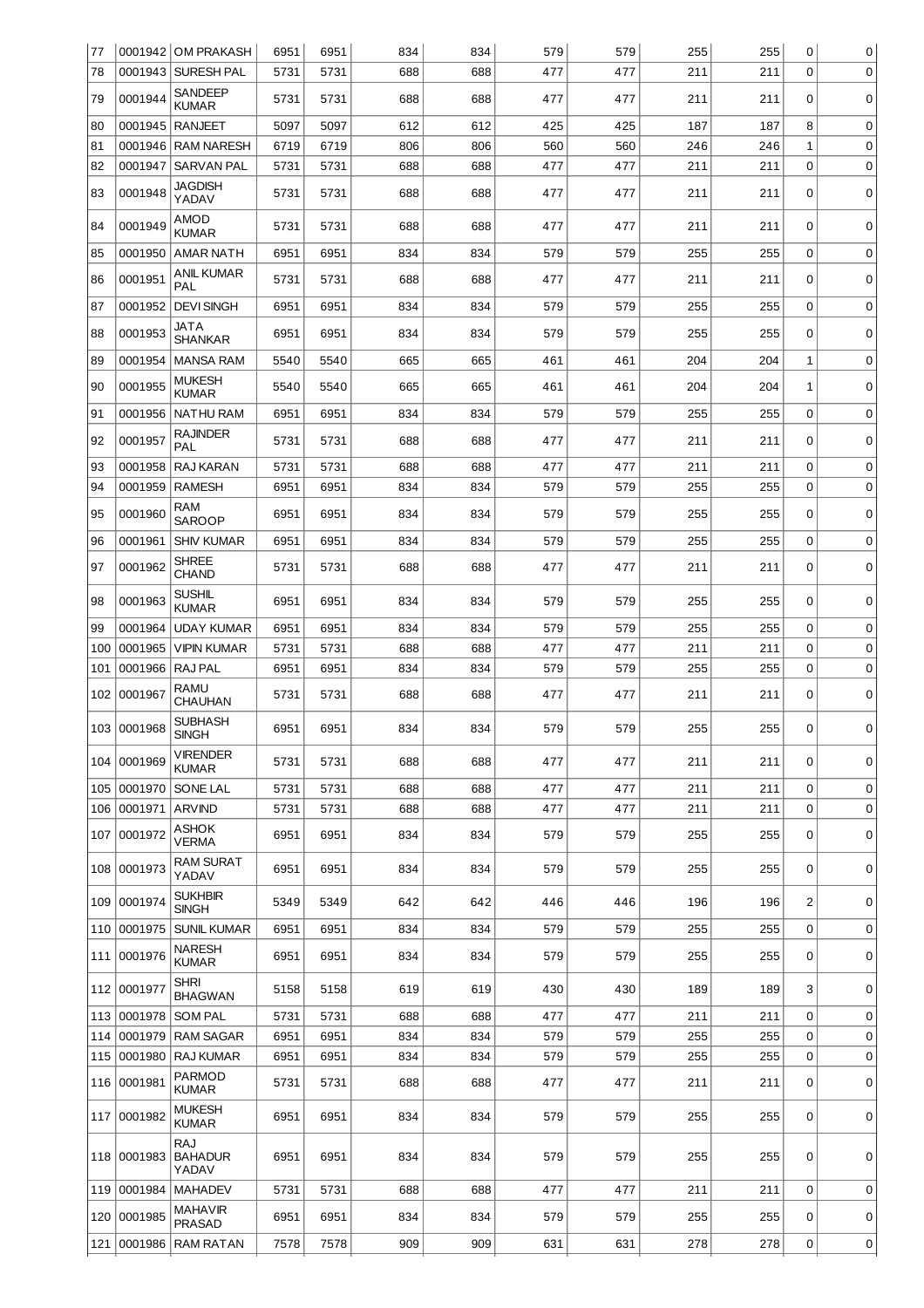| 77 | 0001942 | OM PRAKASH | 6951 | 6951 | 834 | 834 | 579 | 579 | 255 | 255 | 0 | 0 |
|---|---|---|---|---|---|---|---|---|---|---|---|---|
| 78 | 0001943 | SURESH PAL | 5731 | 5731 | 688 | 688 | 477 | 477 | 211 | 211 | 0 | 0 |
| 79 | 0001944 | SANDEEP KUMAR | 5731 | 5731 | 688 | 688 | 477 | 477 | 211 | 211 | 0 | 0 |
| 80 | 0001945 | RANJEET | 5097 | 5097 | 612 | 612 | 425 | 425 | 187 | 187 | 8 | 0 |
| 81 | 0001946 | RAM NARESH | 6719 | 6719 | 806 | 806 | 560 | 560 | 246 | 246 | 1 | 0 |
| 82 | 0001947 | SARVAN PAL | 5731 | 5731 | 688 | 688 | 477 | 477 | 211 | 211 | 0 | 0 |
| 83 | 0001948 | JAGDISH YADAV | 5731 | 5731 | 688 | 688 | 477 | 477 | 211 | 211 | 0 | 0 |
| 84 | 0001949 | AMOD KUMAR | 5731 | 5731 | 688 | 688 | 477 | 477 | 211 | 211 | 0 | 0 |
| 85 | 0001950 | AMAR NATH | 6951 | 6951 | 834 | 834 | 579 | 579 | 255 | 255 | 0 | 0 |
| 86 | 0001951 | ANIL KUMAR PAL | 5731 | 5731 | 688 | 688 | 477 | 477 | 211 | 211 | 0 | 0 |
| 87 | 0001952 | DEVI SINGH | 6951 | 6951 | 834 | 834 | 579 | 579 | 255 | 255 | 0 | 0 |
| 88 | 0001953 | JATA SHANKAR | 6951 | 6951 | 834 | 834 | 579 | 579 | 255 | 255 | 0 | 0 |
| 89 | 0001954 | MANSA RAM | 5540 | 5540 | 665 | 665 | 461 | 461 | 204 | 204 | 1 | 0 |
| 90 | 0001955 | MUKESH KUMAR | 5540 | 5540 | 665 | 665 | 461 | 461 | 204 | 204 | 1 | 0 |
| 91 | 0001956 | NATHU RAM | 6951 | 6951 | 834 | 834 | 579 | 579 | 255 | 255 | 0 | 0 |
| 92 | 0001957 | RAJINDER PAL | 5731 | 5731 | 688 | 688 | 477 | 477 | 211 | 211 | 0 | 0 |
| 93 | 0001958 | RAJ KARAN | 5731 | 5731 | 688 | 688 | 477 | 477 | 211 | 211 | 0 | 0 |
| 94 | 0001959 | RAMESH | 6951 | 6951 | 834 | 834 | 579 | 579 | 255 | 255 | 0 | 0 |
| 95 | 0001960 | RAM SAROOP | 6951 | 6951 | 834 | 834 | 579 | 579 | 255 | 255 | 0 | 0 |
| 96 | 0001961 | SHIV KUMAR | 6951 | 6951 | 834 | 834 | 579 | 579 | 255 | 255 | 0 | 0 |
| 97 | 0001962 | SHREE CHAND | 5731 | 5731 | 688 | 688 | 477 | 477 | 211 | 211 | 0 | 0 |
| 98 | 0001963 | SUSHIL KUMAR | 6951 | 6951 | 834 | 834 | 579 | 579 | 255 | 255 | 0 | 0 |
| 99 | 0001964 | UDAY KUMAR | 6951 | 6951 | 834 | 834 | 579 | 579 | 255 | 255 | 0 | 0 |
| 100 | 0001965 | VIPIN KUMAR | 5731 | 5731 | 688 | 688 | 477 | 477 | 211 | 211 | 0 | 0 |
| 101 | 0001966 | RAJ PAL | 6951 | 6951 | 834 | 834 | 579 | 579 | 255 | 255 | 0 | 0 |
| 102 | 0001967 | RAMU CHAUHAN | 5731 | 5731 | 688 | 688 | 477 | 477 | 211 | 211 | 0 | 0 |
| 103 | 0001968 | SUBHASH SINGH | 6951 | 6951 | 834 | 834 | 579 | 579 | 255 | 255 | 0 | 0 |
| 104 | 0001969 | VIRENDER KUMAR | 5731 | 5731 | 688 | 688 | 477 | 477 | 211 | 211 | 0 | 0 |
| 105 | 0001970 | SONE LAL | 5731 | 5731 | 688 | 688 | 477 | 477 | 211 | 211 | 0 | 0 |
| 106 | 0001971 | ARVIND | 5731 | 5731 | 688 | 688 | 477 | 477 | 211 | 211 | 0 | 0 |
| 107 | 0001972 | ASHOK VERMA | 6951 | 6951 | 834 | 834 | 579 | 579 | 255 | 255 | 0 | 0 |
| 108 | 0001973 | RAM SURAT YADAV | 6951 | 6951 | 834 | 834 | 579 | 579 | 255 | 255 | 0 | 0 |
| 109 | 0001974 | SUKHBIR SINGH | 5349 | 5349 | 642 | 642 | 446 | 446 | 196 | 196 | 2 | 0 |
| 110 | 0001975 | SUNIL KUMAR | 6951 | 6951 | 834 | 834 | 579 | 579 | 255 | 255 | 0 | 0 |
| 111 | 0001976 | NARESH KUMAR | 6951 | 6951 | 834 | 834 | 579 | 579 | 255 | 255 | 0 | 0 |
| 112 | 0001977 | SHRI BHAGWAN | 5158 | 5158 | 619 | 619 | 430 | 430 | 189 | 189 | 3 | 0 |
| 113 | 0001978 | SOM PAL | 5731 | 5731 | 688 | 688 | 477 | 477 | 211 | 211 | 0 | 0 |
| 114 | 0001979 | RAM SAGAR | 6951 | 6951 | 834 | 834 | 579 | 579 | 255 | 255 | 0 | 0 |
| 115 | 0001980 | RAJ KUMAR | 6951 | 6951 | 834 | 834 | 579 | 579 | 255 | 255 | 0 | 0 |
| 116 | 0001981 | PARMOD KUMAR | 5731 | 5731 | 688 | 688 | 477 | 477 | 211 | 211 | 0 | 0 |
| 117 | 0001982 | MUKESH KUMAR | 6951 | 6951 | 834 | 834 | 579 | 579 | 255 | 255 | 0 | 0 |
| 118 | 0001983 | RAJ BAHADUR YADAV | 6951 | 6951 | 834 | 834 | 579 | 579 | 255 | 255 | 0 | 0 |
| 119 | 0001984 | MAHADEV | 5731 | 5731 | 688 | 688 | 477 | 477 | 211 | 211 | 0 | 0 |
| 120 | 0001985 | MAHAVIR PRASAD | 6951 | 6951 | 834 | 834 | 579 | 579 | 255 | 255 | 0 | 0 |
| 121 | 0001986 | RAM RATAN | 7578 | 7578 | 909 | 909 | 631 | 631 | 278 | 278 | 0 | 0 |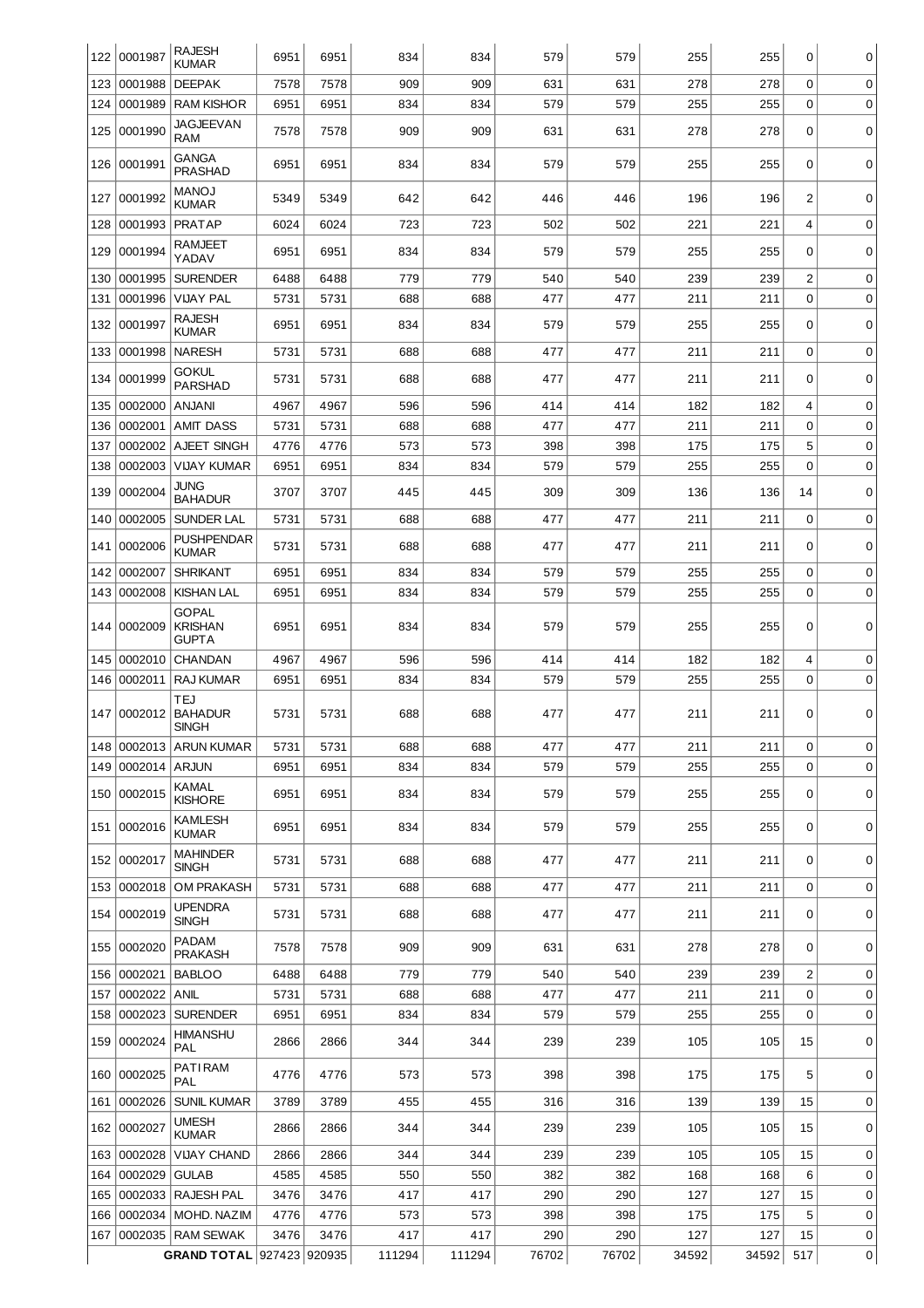| 122 | 0001987 | RAJESH KUMAR | 6951 | 6951 | 834 | 834 | 579 | 579 | 255 | 255 | 0 | 0 |
|---|---|---|---|---|---|---|---|---|---|---|---|---|
| 123 | 0001988 | DEEPAK | 7578 | 7578 | 909 | 909 | 631 | 631 | 278 | 278 | 0 | 0 |
| 124 | 0001989 | RAM KISHOR | 6951 | 6951 | 834 | 834 | 579 | 579 | 255 | 255 | 0 | 0 |
| 125 | 0001990 | JAGJEEVAN RAM | 7578 | 7578 | 909 | 909 | 631 | 631 | 278 | 278 | 0 | 0 |
| 126 | 0001991 | GANGA PRASHAD | 6951 | 6951 | 834 | 834 | 579 | 579 | 255 | 255 | 0 | 0 |
| 127 | 0001992 | MANOJ KUMAR | 5349 | 5349 | 642 | 642 | 446 | 446 | 196 | 196 | 2 | 0 |
| 128 | 0001993 | PRATAP | 6024 | 6024 | 723 | 723 | 502 | 502 | 221 | 221 | 4 | 0 |
| 129 | 0001994 | RAMJEET YADAV | 6951 | 6951 | 834 | 834 | 579 | 579 | 255 | 255 | 0 | 0 |
| 130 | 0001995 | SURENDER | 6488 | 6488 | 779 | 779 | 540 | 540 | 239 | 239 | 2 | 0 |
| 131 | 0001996 | VIJAY PAL | 5731 | 5731 | 688 | 688 | 477 | 477 | 211 | 211 | 0 | 0 |
| 132 | 0001997 | RAJESH KUMAR | 6951 | 6951 | 834 | 834 | 579 | 579 | 255 | 255 | 0 | 0 |
| 133 | 0001998 | NARESH | 5731 | 5731 | 688 | 688 | 477 | 477 | 211 | 211 | 0 | 0 |
| 134 | 0001999 | GOKUL PARSHAD | 5731 | 5731 | 688 | 688 | 477 | 477 | 211 | 211 | 0 | 0 |
| 135 | 0002000 | ANJANI | 4967 | 4967 | 596 | 596 | 414 | 414 | 182 | 182 | 4 | 0 |
| 136 | 0002001 | AMIT DASS | 5731 | 5731 | 688 | 688 | 477 | 477 | 211 | 211 | 0 | 0 |
| 137 | 0002002 | AJEET SINGH | 4776 | 4776 | 573 | 573 | 398 | 398 | 175 | 175 | 5 | 0 |
| 138 | 0002003 | VIJAY KUMAR | 6951 | 6951 | 834 | 834 | 579 | 579 | 255 | 255 | 0 | 0 |
| 139 | 0002004 | JUNG BAHADUR | 3707 | 3707 | 445 | 445 | 309 | 309 | 136 | 136 | 14 | 0 |
| 140 | 0002005 | SUNDER LAL | 5731 | 5731 | 688 | 688 | 477 | 477 | 211 | 211 | 0 | 0 |
| 141 | 0002006 | PUSHPENDAR KUMAR | 5731 | 5731 | 688 | 688 | 477 | 477 | 211 | 211 | 0 | 0 |
| 142 | 0002007 | SHRIKANT | 6951 | 6951 | 834 | 834 | 579 | 579 | 255 | 255 | 0 | 0 |
| 143 | 0002008 | KISHAN LAL | 6951 | 6951 | 834 | 834 | 579 | 579 | 255 | 255 | 0 | 0 |
| 144 | 0002009 | GOPAL KRISHAN GUPTA | 6951 | 6951 | 834 | 834 | 579 | 579 | 255 | 255 | 0 | 0 |
| 145 | 0002010 | CHANDAN | 4967 | 4967 | 596 | 596 | 414 | 414 | 182 | 182 | 4 | 0 |
| 146 | 0002011 | RAJ KUMAR | 6951 | 6951 | 834 | 834 | 579 | 579 | 255 | 255 | 0 | 0 |
| 147 | 0002012 | TEJ BAHADUR SINGH | 5731 | 5731 | 688 | 688 | 477 | 477 | 211 | 211 | 0 | 0 |
| 148 | 0002013 | ARUN KUMAR | 5731 | 5731 | 688 | 688 | 477 | 477 | 211 | 211 | 0 | 0 |
| 149 | 0002014 | ARJUN | 6951 | 6951 | 834 | 834 | 579 | 579 | 255 | 255 | 0 | 0 |
| 150 | 0002015 | KAMAL KISHORE | 6951 | 6951 | 834 | 834 | 579 | 579 | 255 | 255 | 0 | 0 |
| 151 | 0002016 | KAMLESH KUMAR | 6951 | 6951 | 834 | 834 | 579 | 579 | 255 | 255 | 0 | 0 |
| 152 | 0002017 | MAHINDER SINGH | 5731 | 5731 | 688 | 688 | 477 | 477 | 211 | 211 | 0 | 0 |
| 153 | 0002018 | OM PRAKASH | 5731 | 5731 | 688 | 688 | 477 | 477 | 211 | 211 | 0 | 0 |
| 154 | 0002019 | UPENDRA SINGH | 5731 | 5731 | 688 | 688 | 477 | 477 | 211 | 211 | 0 | 0 |
| 155 | 0002020 | PADAM PRAKASH | 7578 | 7578 | 909 | 909 | 631 | 631 | 278 | 278 | 0 | 0 |
| 156 | 0002021 | BABLOO | 6488 | 6488 | 779 | 779 | 540 | 540 | 239 | 239 | 2 | 0 |
| 157 | 0002022 | ANIL | 5731 | 5731 | 688 | 688 | 477 | 477 | 211 | 211 | 0 | 0 |
| 158 | 0002023 | SURENDER | 6951 | 6951 | 834 | 834 | 579 | 579 | 255 | 255 | 0 | 0 |
| 159 | 0002024 | HIMANSHU PAL | 2866 | 2866 | 344 | 344 | 239 | 239 | 105 | 105 | 15 | 0 |
| 160 | 0002025 | PATI RAM PAL | 4776 | 4776 | 573 | 573 | 398 | 398 | 175 | 175 | 5 | 0 |
| 161 | 0002026 | SUNIL KUMAR | 3789 | 3789 | 455 | 455 | 316 | 316 | 139 | 139 | 15 | 0 |
| 162 | 0002027 | UMESH KUMAR | 2866 | 2866 | 344 | 344 | 239 | 239 | 105 | 105 | 15 | 0 |
| 163 | 0002028 | VIJAY CHAND | 2866 | 2866 | 344 | 344 | 239 | 239 | 105 | 105 | 15 | 0 |
| 164 | 0002029 | GULAB | 4585 | 4585 | 550 | 550 | 382 | 382 | 168 | 168 | 6 | 0 |
| 165 | 0002033 | RAJESH PAL | 3476 | 3476 | 417 | 417 | 290 | 290 | 127 | 127 | 15 | 0 |
| 166 | 0002034 | MOHD. NAZIM | 4776 | 4776 | 573 | 573 | 398 | 398 | 175 | 175 | 5 | 0 |
| 167 | 0002035 | RAM SEWAK | 3476 | 3476 | 417 | 417 | 290 | 290 | 127 | 127 | 15 | 0 |
| | | **GRAND TOTAL** | 927423 | 920935 | 111294 | 111294 | 76702 | 76702 | 34592 | 34592 | 517 | 0 |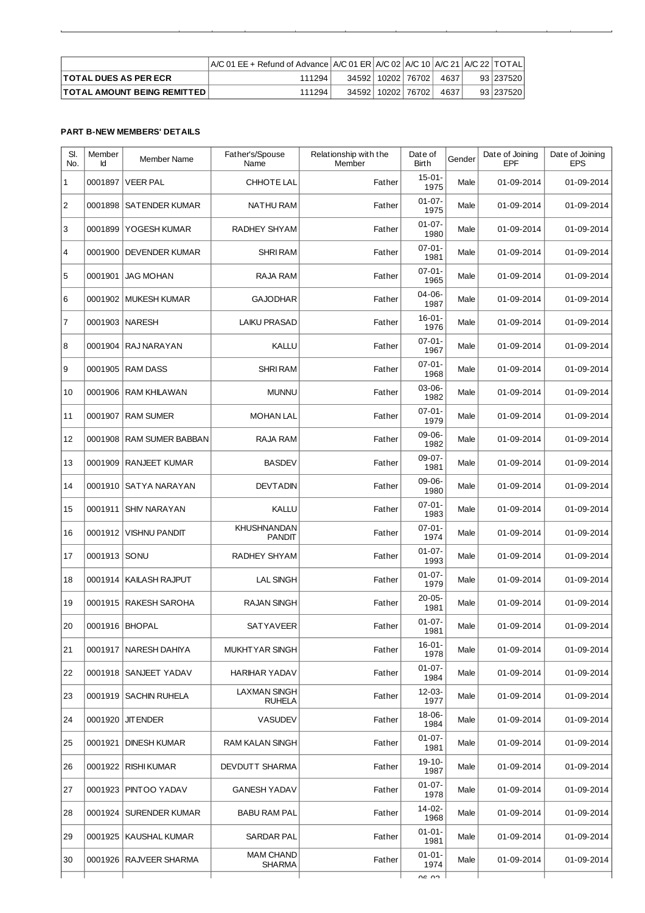| | A/C 01 EE + Refund of Advance | A/C 01 ER | A/C 02 | A/C 10 | A/C 21 | A/C 22 | TOTAL |
|---|---|---|---|---|---|---|---|
| **TOTAL DUES AS PER ECR** | 111294 | 34592 | 10202 | 76702 | 4637 | 93 | 237520 |
| **TOTAL AMOUNT BEING REMITTED** | 111294 | 34592 | 10202 | 76702 | 4637 | 93 | 237520 |

**PART B-NEW MEMBERS' DETAILS**

| Sl. No. | Member Id | Member Name | Father's/Spouse Name | Relationship with the Member | Date of Birth | Gender | Date of Joining EPF | Date of Joining EPS |
|---|---|---|---|---|---|---|---|---|
| 1 | 0001897 | VEER PAL | CHHOTE LAL | Father | 15-01-1975 | Male | 01-09-2014 | 01-09-2014 |
| 2 | 0001898 | SATENDER KUMAR | NATHU RAM | Father | 01-07-1975 | Male | 01-09-2014 | 01-09-2014 |
| 3 | 0001899 | YOGESH KUMAR | RADHEY SHYAM | Father | 01-07-1980 | Male | 01-09-2014 | 01-09-2014 |
| 4 | 0001900 | DEVENDER KUMAR | SHRI RAM | Father | 07-01-1981 | Male | 01-09-2014 | 01-09-2014 |
| 5 | 0001901 | JAG MOHAN | RAJA RAM | Father | 07-01-1965 | Male | 01-09-2014 | 01-09-2014 |
| 6 | 0001902 | MUKESH KUMAR | GAJODHAR | Father | 04-06-1987 | Male | 01-09-2014 | 01-09-2014 |
| 7 | 0001903 | NARESH | LAIKU PRASAD | Father | 16-01-1976 | Male | 01-09-2014 | 01-09-2014 |
| 8 | 0001904 | RAJ NARAYAN | KALLU | Father | 07-01-1967 | Male | 01-09-2014 | 01-09-2014 |
| 9 | 0001905 | RAM DASS | SHRI RAM | Father | 07-01-1968 | Male | 01-09-2014 | 01-09-2014 |
| 10 | 0001906 | RAM KHILAWAN | MUNNU | Father | 03-06-1982 | Male | 01-09-2014 | 01-09-2014 |
| 11 | 0001907 | RAM SUMER | MOHAN LAL | Father | 07-01-1979 | Male | 01-09-2014 | 01-09-2014 |
| 12 | 0001908 | RAM SUMER BABBAN | RAJA RAM | Father | 09-06-1982 | Male | 01-09-2014 | 01-09-2014 |
| 13 | 0001909 | RANJEET KUMAR | BASDEV | Father | 09-07-1981 | Male | 01-09-2014 | 01-09-2014 |
| 14 | 0001910 | SATYA NARAYAN | DEVTADIN | Father | 09-06-1980 | Male | 01-09-2014 | 01-09-2014 |
| 15 | 0001911 | SHIV NARAYAN | KALLU | Father | 07-01-1983 | Male | 01-09-2014 | 01-09-2014 |
| 16 | 0001912 | VISHNU PANDIT | KHUSHNANDAN PANDIT | Father | 07-01-1974 | Male | 01-09-2014 | 01-09-2014 |
| 17 | 0001913 | SONU | RADHEY SHYAM | Father | 01-07-1993 | Male | 01-09-2014 | 01-09-2014 |
| 18 | 0001914 | KAILASH RAJPUT | LAL SINGH | Father | 01-07-1979 | Male | 01-09-2014 | 01-09-2014 |
| 19 | 0001915 | RAKESH SAROHA | RAJAN SINGH | Father | 20-05-1981 | Male | 01-09-2014 | 01-09-2014 |
| 20 | 0001916 | BHOPAL | SATYAVEER | Father | 01-07-1981 | Male | 01-09-2014 | 01-09-2014 |
| 21 | 0001917 | NARESH DAHIYA | MUKHTYAR SINGH | Father | 16-01-1978 | Male | 01-09-2014 | 01-09-2014 |
| 22 | 0001918 | SANJEET YADAV | HARIHAR YADAV | Father | 01-07-1984 | Male | 01-09-2014 | 01-09-2014 |
| 23 | 0001919 | SACHIN RUHELA | LAXMAN SINGH RUHELA | Father | 12-03-1977 | Male | 01-09-2014 | 01-09-2014 |
| 24 | 0001920 | JITENDER | VASUDEV | Father | 18-06-1984 | Male | 01-09-2014 | 01-09-2014 |
| 25 | 0001921 | DINESH KUMAR | RAM KALAN SINGH | Father | 01-07-1981 | Male | 01-09-2014 | 01-09-2014 |
| 26 | 0001922 | RISHI KUMAR | DEVDUTT SHARMA | Father | 19-10-1987 | Male | 01-09-2014 | 01-09-2014 |
| 27 | 0001923 | PINTOO YADAV | GANESH YADAV | Father | 01-07-1978 | Male | 01-09-2014 | 01-09-2014 |
| 28 | 0001924 | SURENDER KUMAR | BABU RAM PAL | Father | 14-02-1968 | Male | 01-09-2014 | 01-09-2014 |
| 29 | 0001925 | KAUSHAL KUMAR | SARDAR PAL | Father | 01-01-1981 | Male | 01-09-2014 | 01-09-2014 |
| 30 | 0001926 | RAJVEER SHARMA | MAM CHAND SHARMA | Father | 01-01-1974 | Male | 01-09-2014 | 01-09-2014 |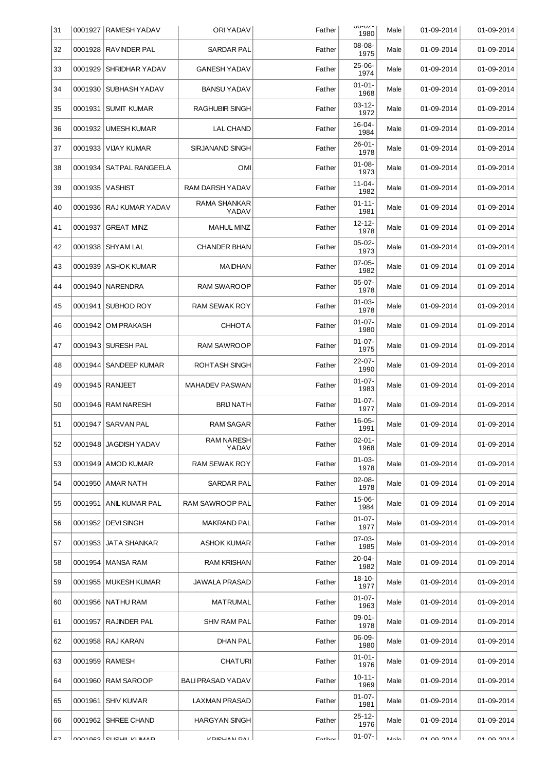| 31 | 0001927 | RAMESH YADAV | ORI YADAV | | Father | 06-02-1980 | Male | 01-09-2014 | 01-09-2014 |
|---|---|---|---|---|---|---|---|---|---|
| 32 | 0001928 | RAVINDER PAL | SARDAR PAL | | Father | 08-08-1975 | Male | 01-09-2014 | 01-09-2014 |
| 33 | 0001929 | SHRIDHAR YADAV | GANESH YADAV | | Father | 25-06-1974 | Male | 01-09-2014 | 01-09-2014 |
| 34 | 0001930 | SUBHASH YADAV | BANSU YADAV | | Father | 01-01-1968 | Male | 01-09-2014 | 01-09-2014 |
| 35 | 0001931 | SUMIT KUMAR | RAGHUBIR SINGH | | Father | 03-12-1972 | Male | 01-09-2014 | 01-09-2014 |
| 36 | 0001932 | UMESH KUMAR | LAL CHAND | | Father | 16-04-1984 | Male | 01-09-2014 | 01-09-2014 |
| 37 | 0001933 | VIJAY KUMAR | SIRJANAND SINGH | | Father | 26-01-1978 | Male | 01-09-2014 | 01-09-2014 |
| 38 | 0001934 | SATPAL RANGEELA | OMI | | Father | 01-08-1973 | Male | 01-09-2014 | 01-09-2014 |
| 39 | 0001935 | VASHIST | RAM DARSH YADAV | | Father | 11-04-1982 | Male | 01-09-2014 | 01-09-2014 |
| 40 | 0001936 | RAJ KUMAR YADAV | RAMA SHANKAR YADAV | | Father | 01-11-1981 | Male | 01-09-2014 | 01-09-2014 |
| 41 | 0001937 | GREAT MINZ | MAHUL MINZ | | Father | 12-12-1978 | Male | 01-09-2014 | 01-09-2014 |
| 42 | 0001938 | SHYAM LAL | CHANDER BHAN | | Father | 05-02-1973 | Male | 01-09-2014 | 01-09-2014 |
| 43 | 0001939 | ASHOK KUMAR | MAIDHAN | | Father | 07-05-1982 | Male | 01-09-2014 | 01-09-2014 |
| 44 | 0001940 | NARENDRA | RAM SWAROOP | | Father | 05-07-1978 | Male | 01-09-2014 | 01-09-2014 |
| 45 | 0001941 | SUBHOD ROY | RAM SEWAK ROY | | Father | 01-03-1978 | Male | 01-09-2014 | 01-09-2014 |
| 46 | 0001942 | OM PRAKASH | CHHOTA | | Father | 01-07-1980 | Male | 01-09-2014 | 01-09-2014 |
| 47 | 0001943 | SURESH PAL | RAM SAWROOP | | Father | 01-07-1975 | Male | 01-09-2014 | 01-09-2014 |
| 48 | 0001944 | SANDEEP KUMAR | ROHTASH SINGH | | Father | 22-07-1990 | Male | 01-09-2014 | 01-09-2014 |
| 49 | 0001945 | RANJEET | MAHADEV PASWAN | | Father | 01-07-1983 | Male | 01-09-2014 | 01-09-2014 |
| 50 | 0001946 | RAM NARESH | BRIJ NATH | | Father | 01-07-1977 | Male | 01-09-2014 | 01-09-2014 |
| 51 | 0001947 | SARVAN PAL | RAM SAGAR | | Father | 16-05-1991 | Male | 01-09-2014 | 01-09-2014 |
| 52 | 0001948 | JAGDISH YADAV | RAM NARESH YADAV | | Father | 02-01-1968 | Male | 01-09-2014 | 01-09-2014 |
| 53 | 0001949 | AMOD KUMAR | RAM SEWAK ROY | | Father | 01-03-1978 | Male | 01-09-2014 | 01-09-2014 |
| 54 | 0001950 | AMAR NATH | SARDAR PAL | | Father | 02-08-1978 | Male | 01-09-2014 | 01-09-2014 |
| 55 | 0001951 | ANIL KUMAR PAL | RAM SAWROOP PAL | | Father | 15-06-1984 | Male | 01-09-2014 | 01-09-2014 |
| 56 | 0001952 | DEVI SINGH | MAKRAND PAL | | Father | 01-07-1977 | Male | 01-09-2014 | 01-09-2014 |
| 57 | 0001953 | JATA SHANKAR | ASHOK KUMAR | | Father | 07-03-1985 | Male | 01-09-2014 | 01-09-2014 |
| 58 | 0001954 | MANSA RAM | RAM KRISHAN | | Father | 20-04-1982 | Male | 01-09-2014 | 01-09-2014 |
| 59 | 0001955 | MUKESH KUMAR | JAWALA PRASAD | | Father | 18-10-1977 | Male | 01-09-2014 | 01-09-2014 |
| 60 | 0001956 | NATHU RAM | MATRUMAL | | Father | 01-07-1963 | Male | 01-09-2014 | 01-09-2014 |
| 61 | 0001957 | RAJINDER PAL | SHIV RAM PAL | | Father | 09-01-1978 | Male | 01-09-2014 | 01-09-2014 |
| 62 | 0001958 | RAJ KARAN | DHAN PAL | | Father | 06-09-1980 | Male | 01-09-2014 | 01-09-2014 |
| 63 | 0001959 | RAMESH | CHATURI | | Father | 01-01-1976 | Male | 01-09-2014 | 01-09-2014 |
| 64 | 0001960 | RAM SAROOP | BALI PRASAD YADAV | | Father | 10-11-1969 | Male | 01-09-2014 | 01-09-2014 |
| 65 | 0001961 | SHIV KUMAR | LAXMAN PRASAD | | Father | 01-07-1981 | Male | 01-09-2014 | 01-09-2014 |
| 66 | 0001962 | SHREE CHAND | HARGYAN SINGH | | Father | 25-12-1976 | Male | 01-09-2014 | 01-09-2014 |
| 67 | 0001963 | SUSHIL KUMAR | KRISHAN PAL | | Father | 01-07- | Male | 01-09-2014 | 01-09-2014 |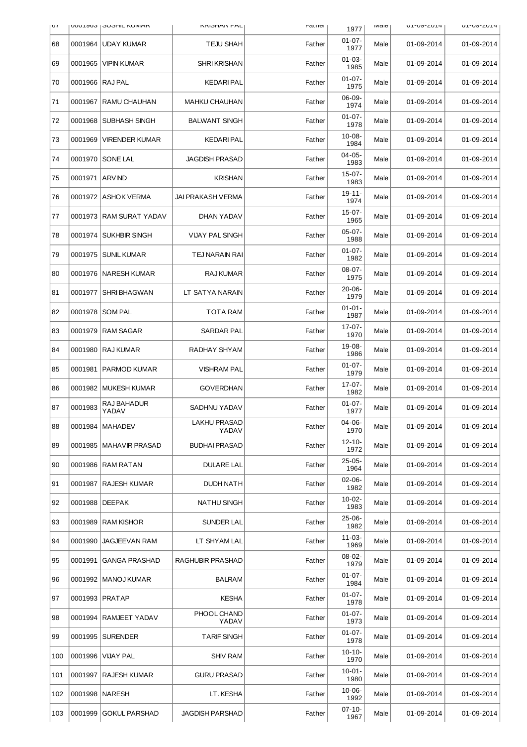| 67 | 0001963 | SUSHIL KUMAR | KRISHAN PAL | Father | 1977 | Male | 01-09-2014 | 01-09-2014 |
|---|---|---|---|---|---|---|---|---|
| 68 | 0001964 | UDAY KUMAR | TEJU SHAH | Father | 01-07-1977 | Male | 01-09-2014 | 01-09-2014 |
| 69 | 0001965 | VIPIN KUMAR | SHRI KRISHAN | Father | 01-03-1985 | Male | 01-09-2014 | 01-09-2014 |
| 70 | 0001966 | RAJ PAL | KEDARI PAL | Father | 01-07-1975 | Male | 01-09-2014 | 01-09-2014 |
| 71 | 0001967 | RAMU CHAUHAN | MAHKU CHAUHAN | Father | 06-09-1974 | Male | 01-09-2014 | 01-09-2014 |
| 72 | 0001968 | SUBHASH SINGH | BALWANT SINGH | Father | 01-07-1978 | Male | 01-09-2014 | 01-09-2014 |
| 73 | 0001969 | VIRENDER KUMAR | KEDARI PAL | Father | 10-08-1984 | Male | 01-09-2014 | 01-09-2014 |
| 74 | 0001970 | SONE LAL | JAGDISH PRASAD | Father | 04-05-1983 | Male | 01-09-2014 | 01-09-2014 |
| 75 | 0001971 | ARVIND | KRISHAN | Father | 15-07-1983 | Male | 01-09-2014 | 01-09-2014 |
| 76 | 0001972 | ASHOK VERMA | JAI PRAKASH VERMA | Father | 19-11-1974 | Male | 01-09-2014 | 01-09-2014 |
| 77 | 0001973 | RAM SURAT YADAV | DHAN YADAV | Father | 15-07-1965 | Male | 01-09-2014 | 01-09-2014 |
| 78 | 0001974 | SUKHBIR SINGH | VIJAY PAL SINGH | Father | 05-07-1988 | Male | 01-09-2014 | 01-09-2014 |
| 79 | 0001975 | SUNIL KUMAR | TEJ NARAIN RAI | Father | 01-07-1982 | Male | 01-09-2014 | 01-09-2014 |
| 80 | 0001976 | NARESH KUMAR | RAJ KUMAR | Father | 08-07-1975 | Male | 01-09-2014 | 01-09-2014 |
| 81 | 0001977 | SHRI BHAGWAN | LT SATYA NARAIN | Father | 20-06-1979 | Male | 01-09-2014 | 01-09-2014 |
| 82 | 0001978 | SOM PAL | TOTA RAM | Father | 01-01-1987 | Male | 01-09-2014 | 01-09-2014 |
| 83 | 0001979 | RAM SAGAR | SARDAR PAL | Father | 17-07-1970 | Male | 01-09-2014 | 01-09-2014 |
| 84 | 0001980 | RAJ KUMAR | RADHAY SHYAM | Father | 19-08-1986 | Male | 01-09-2014 | 01-09-2014 |
| 85 | 0001981 | PARMOD KUMAR | VISHRAM PAL | Father | 01-07-1979 | Male | 01-09-2014 | 01-09-2014 |
| 86 | 0001982 | MUKESH KUMAR | GOVERDHAN | Father | 17-07-1982 | Male | 01-09-2014 | 01-09-2014 |
| 87 | 0001983 | RAJ BAHADUR YADAV | SADHNU YADAV | Father | 01-07-1977 | Male | 01-09-2014 | 01-09-2014 |
| 88 | 0001984 | MAHADEV | LAKHU PRASAD YADAV | Father | 04-06-1970 | Male | 01-09-2014 | 01-09-2014 |
| 89 | 0001985 | MAHAVIR PRASAD | BUDHAI PRASAD | Father | 12-10-1972 | Male | 01-09-2014 | 01-09-2014 |
| 90 | 0001986 | RAM RATAN | DULARE LAL | Father | 25-05-1964 | Male | 01-09-2014 | 01-09-2014 |
| 91 | 0001987 | RAJESH KUMAR | DUDH NATH | Father | 02-06-1982 | Male | 01-09-2014 | 01-09-2014 |
| 92 | 0001988 | DEEPAK | NATHU SINGH | Father | 10-02-1983 | Male | 01-09-2014 | 01-09-2014 |
| 93 | 0001989 | RAM KISHOR | SUNDER LAL | Father | 25-06-1982 | Male | 01-09-2014 | 01-09-2014 |
| 94 | 0001990 | JAGJEEVAN RAM | LT SHYAM LAL | Father | 11-03-1969 | Male | 01-09-2014 | 01-09-2014 |
| 95 | 0001991 | GANGA PRASHAD | RAGHUBIR PRASHAD | Father | 08-02-1979 | Male | 01-09-2014 | 01-09-2014 |
| 96 | 0001992 | MANOJ KUMAR | BALRAM | Father | 01-07-1984 | Male | 01-09-2014 | 01-09-2014 |
| 97 | 0001993 | PRATAP | KESHA | Father | 01-07-1978 | Male | 01-09-2014 | 01-09-2014 |
| 98 | 0001994 | RAMJEET YADAV | PHOOL CHAND YADAV | Father | 01-07-1973 | Male | 01-09-2014 | 01-09-2014 |
| 99 | 0001995 | SURENDER | TARIF SINGH | Father | 01-07-1978 | Male | 01-09-2014 | 01-09-2014 |
| 100 | 0001996 | VIJAY PAL | SHIV RAM | Father | 10-10-1970 | Male | 01-09-2014 | 01-09-2014 |
| 101 | 0001997 | RAJESH KUMAR | GURU PRASAD | Father | 10-01-1980 | Male | 01-09-2014 | 01-09-2014 |
| 102 | 0001998 | NARESH | LT. KESHA | Father | 10-06-1992 | Male | 01-09-2014 | 01-09-2014 |
| 103 | 0001999 | GOKUL PARSHAD | JAGDISH PARSHAD | Father | 07-10-1967 | Male | 01-09-2014 | 01-09-2014 |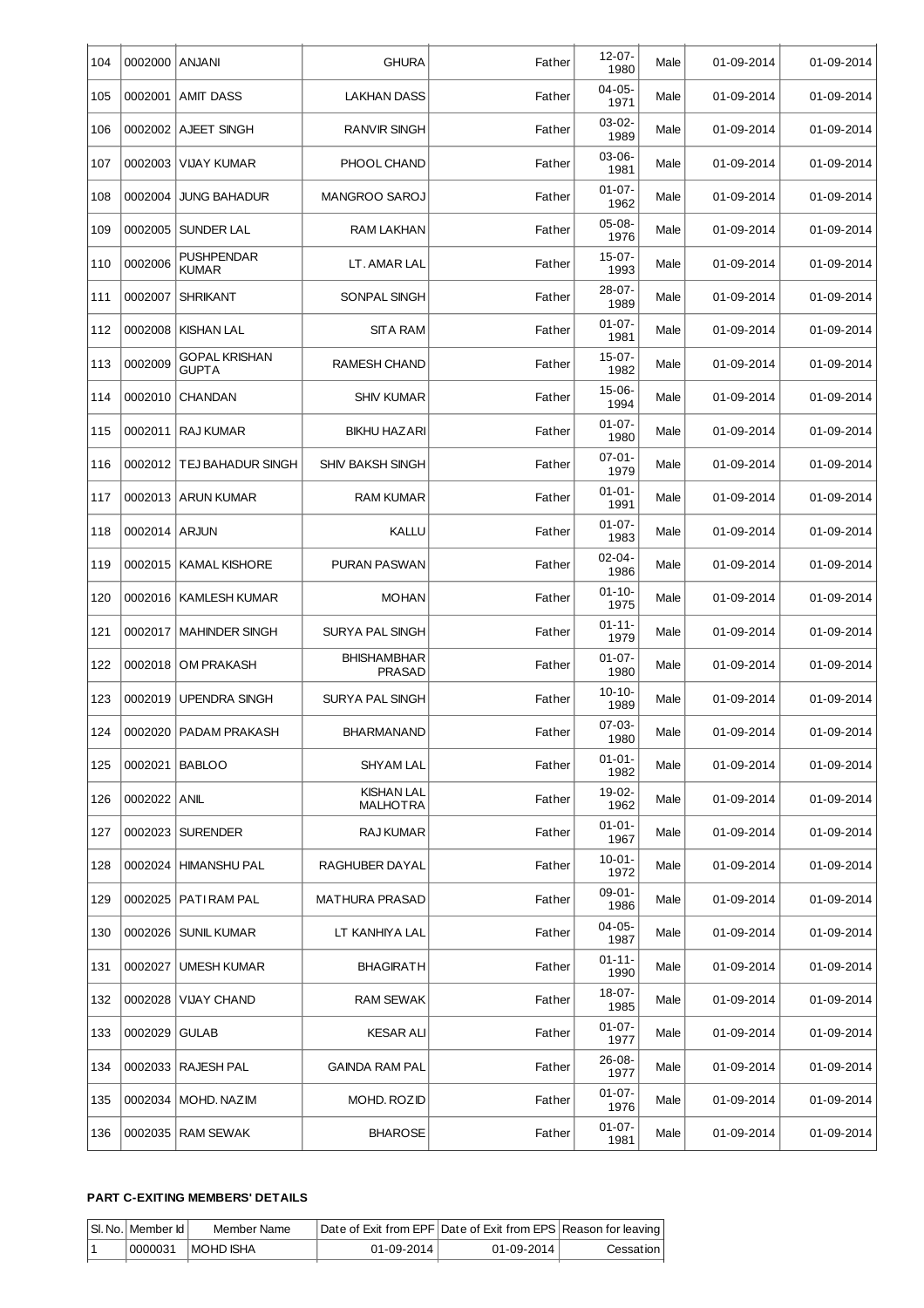| 104 | 0002000 | ANJANI | GHURA | Father | 12-07-1980 | Male | 01-09-2014 | 01-09-2014 |
|---|---|---|---|---|---|---|---|---|
| 105 | 0002001 | AMIT DASS | LAKHAN DASS | Father | 04-05-1971 | Male | 01-09-2014 | 01-09-2014 |
| 106 | 0002002 | AJEET SINGH | RANVIR SINGH | Father | 03-02-1989 | Male | 01-09-2014 | 01-09-2014 |
| 107 | 0002003 | VIJAY KUMAR | PHOOL CHAND | Father | 03-06-1981 | Male | 01-09-2014 | 01-09-2014 |
| 108 | 0002004 | JUNG BAHADUR | MANGROO SAROJ | Father | 01-07-1962 | Male | 01-09-2014 | 01-09-2014 |
| 109 | 0002005 | SUNDER LAL | RAM LAKHAN | Father | 05-08-1976 | Male | 01-09-2014 | 01-09-2014 |
| 110 | 0002006 | PUSHPENDAR KUMAR | LT. AMAR LAL | Father | 15-07-1993 | Male | 01-09-2014 | 01-09-2014 |
| 111 | 0002007 | SHRIKANT | SONPAL SINGH | Father | 28-07-1989 | Male | 01-09-2014 | 01-09-2014 |
| 112 | 0002008 | KISHAN LAL | SITA RAM | Father | 01-07-1981 | Male | 01-09-2014 | 01-09-2014 |
| 113 | 0002009 | GOPAL KRISHAN GUPTA | RAMESH CHAND | Father | 15-07-1982 | Male | 01-09-2014 | 01-09-2014 |
| 114 | 0002010 | CHANDAN | SHIV KUMAR | Father | 15-06-1994 | Male | 01-09-2014 | 01-09-2014 |
| 115 | 0002011 | RAJ KUMAR | BIKHU HAZARI | Father | 01-07-1980 | Male | 01-09-2014 | 01-09-2014 |
| 116 | 0002012 | TEJ BAHADUR SINGH | SHIV BAKSH SINGH | Father | 07-01-1979 | Male | 01-09-2014 | 01-09-2014 |
| 117 | 0002013 | ARUN KUMAR | RAM KUMAR | Father | 01-01-1991 | Male | 01-09-2014 | 01-09-2014 |
| 118 | 0002014 | ARJUN | KALLU | Father | 01-07-1983 | Male | 01-09-2014 | 01-09-2014 |
| 119 | 0002015 | KAMAL KISHORE | PURAN PASWAN | Father | 02-04-1986 | Male | 01-09-2014 | 01-09-2014 |
| 120 | 0002016 | KAMLESH KUMAR | MOHAN | Father | 01-10-1975 | Male | 01-09-2014 | 01-09-2014 |
| 121 | 0002017 | MAHINDER SINGH | SURYA PAL SINGH | Father | 01-11-1979 | Male | 01-09-2014 | 01-09-2014 |
| 122 | 0002018 | OM PRAKASH | BHISHAMBHAR PRASAD | Father | 01-07-1980 | Male | 01-09-2014 | 01-09-2014 |
| 123 | 0002019 | UPENDRA SINGH | SURYA PAL SINGH | Father | 10-10-1989 | Male | 01-09-2014 | 01-09-2014 |
| 124 | 0002020 | PADAM PRAKASH | BHARMANAND | Father | 07-03-1980 | Male | 01-09-2014 | 01-09-2014 |
| 125 | 0002021 | BABLOO | SHYAM LAL | Father | 01-01-1982 | Male | 01-09-2014 | 01-09-2014 |
| 126 | 0002022 | ANIL | KISHAN LAL MALHOTRA | Father | 19-02-1962 | Male | 01-09-2014 | 01-09-2014 |
| 127 | 0002023 | SURENDER | RAJ KUMAR | Father | 01-01-1967 | Male | 01-09-2014 | 01-09-2014 |
| 128 | 0002024 | HIMANSHU PAL | RAGHUBER DAYAL | Father | 10-01-1972 | Male | 01-09-2014 | 01-09-2014 |
| 129 | 0002025 | PATI RAM PAL | MATHURA PRASAD | Father | 09-01-1986 | Male | 01-09-2014 | 01-09-2014 |
| 130 | 0002026 | SUNIL KUMAR | LT KANHIYA LAL | Father | 04-05-1987 | Male | 01-09-2014 | 01-09-2014 |
| 131 | 0002027 | UMESH KUMAR | BHAGIRATH | Father | 01-11-1990 | Male | 01-09-2014 | 01-09-2014 |
| 132 | 0002028 | VIJAY CHAND | RAM SEWAK | Father | 18-07-1985 | Male | 01-09-2014 | 01-09-2014 |
| 133 | 0002029 | GULAB | KESAR ALI | Father | 01-07-1977 | Male | 01-09-2014 | 01-09-2014 |
| 134 | 0002033 | RAJESH PAL | GAINDA RAM PAL | Father | 26-08-1977 | Male | 01-09-2014 | 01-09-2014 |
| 135 | 0002034 | MOHD. NAZIM | MOHD. ROZID | Father | 01-07-1976 | Male | 01-09-2014 | 01-09-2014 |
| 136 | 0002035 | RAM SEWAK | BHAROSE | Father | 01-07-1981 | Male | 01-09-2014 | 01-09-2014 |

**PART C-EXITING MEMBERS' DETAILS**

| Sl. No. | Member Id | Member Name | Date of Exit from EPF | Date of Exit from EPS | Reason for leaving |
|---|---|---|---|---|---|
| 1 | 0000031 | MOHD ISHA | 01-09-2014 | 01-09-2014 | Cessation |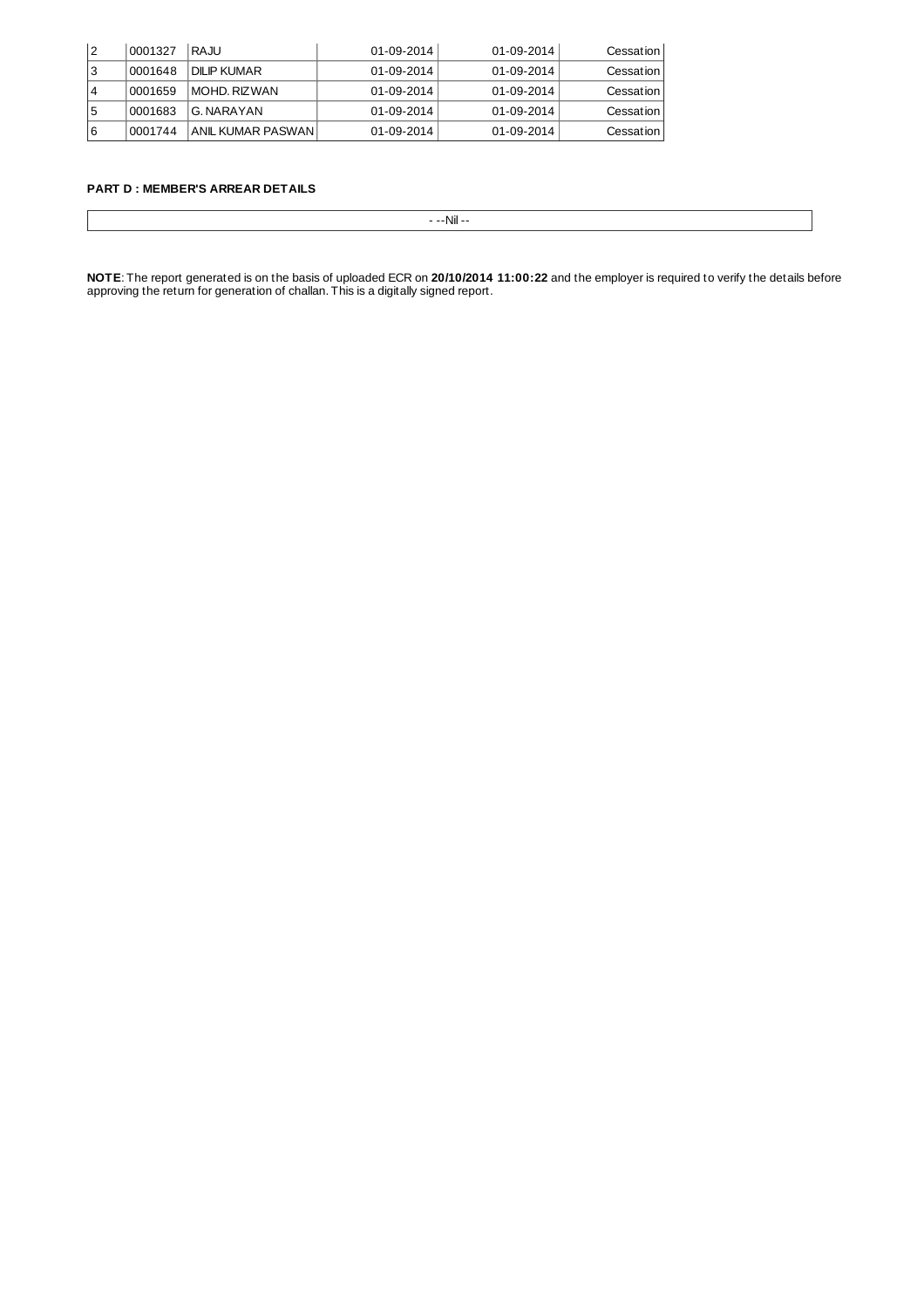| | | | | | |
|---|---|---|---|---|---|
| 2 | 0001327 | RAJU | 01-09-2014 | 01-09-2014 | Cessation |
| 3 | 0001648 | DILIP KUMAR | 01-09-2014 | 01-09-2014 | Cessation |
| 4 | 0001659 | MOHD. RIZWAN | 01-09-2014 | 01-09-2014 | Cessation |
| 5 | 0001683 | G. NARAYAN | 01-09-2014 | 01-09-2014 | Cessation |
| 6 | 0001744 | ANIL KUMAR PASWAN | 01-09-2014 | 01-09-2014 | Cessation |

**PART D : MEMBER'S ARREAR DETAILS**

| |
|---|
| - --Nil -- |

**NOTE**: The report generated is on the basis of uploaded ECR on **20/10/2014 11:00:22** and the employer is required to verify the details before approving the return for generation of challan. This is a digitally signed report.